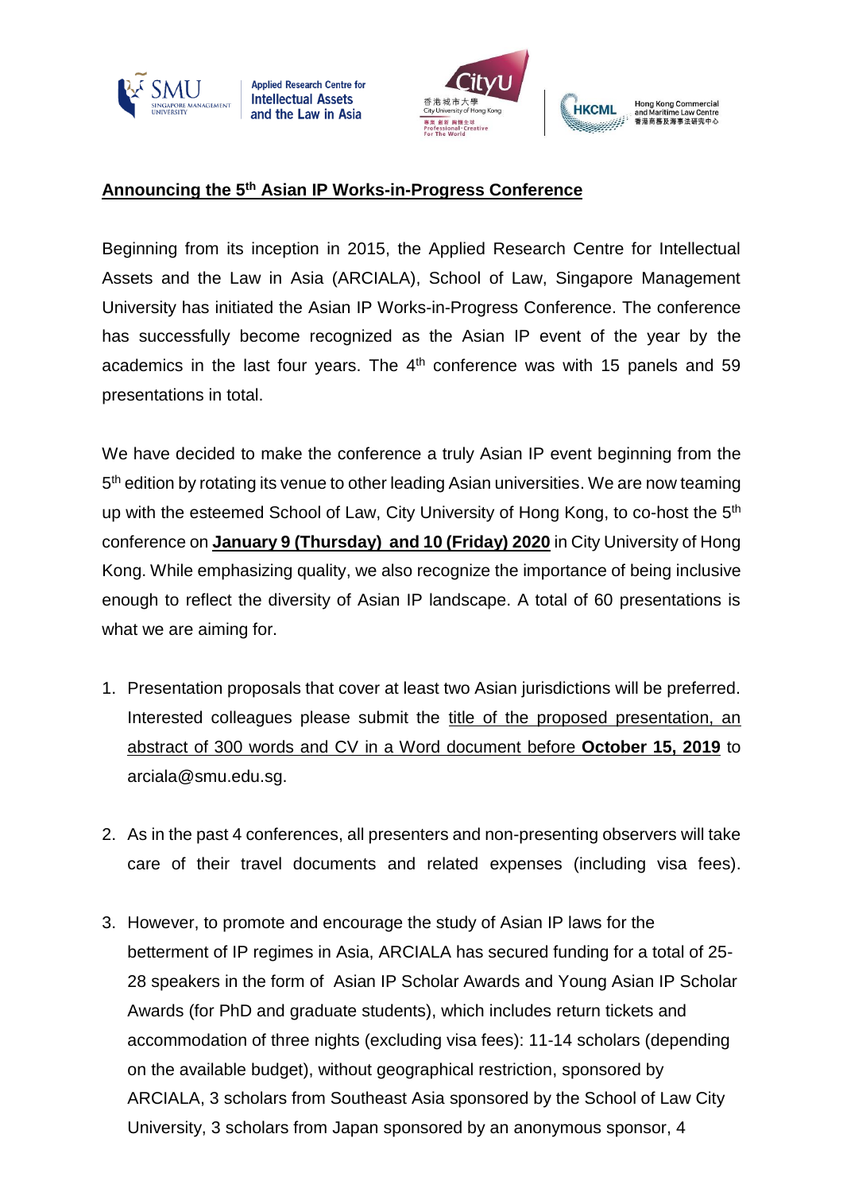**Announcing the 5th Asian IP Works-in-Progress Conference**

Beginning from its inception in 2015, the Applied Research Centre for Intellectual Assets and the Law in Asia (ARCIALA), School of Law, Singapore Management University has initiated the Asian IP Works-in-Progress Conference. The conference has successfully become recognized as the Asian IP event of the year by the academics in the last four years. The 4th conference was with 15 panels and 59 presentations in total.

We have decided to make the conference a truly Asian IP event beginning from the 5th edition by rotating its venue to other leading Asian universities. We are now teaming up with the esteemed School of Law, City University of Hong Kong, to co-host the 5th conference on **January 9 (Thursday) and 10 (Friday) 2020** in City University of Hong Kong. While emphasizing quality, we also recognize the importance of being inclusive enough to reflect the diversity of Asian IP landscape. A total of 60 presentations is what we are aiming for.

1. Presentation proposals that cover at least two Asian jurisdictions will be preferred. Interested colleagues please submit the title of the proposed presentation, an abstract of 300 words and CV in a Word document before **October 15, 2019** to arciala@smu.edu.sg.

2. As in the past 4 conferences, all presenters and non-presenting observers will take care of their travel documents and related expenses (including visa fees).

3. However, to promote and encourage the study of Asian IP laws for the betterment of IP regimes in Asia, ARCIALA has secured funding for a total of 25-28 speakers in the form of Asian IP Scholar Awards and Young Asian IP Scholar Awards (for PhD and graduate students), which includes return tickets and accommodation of three nights (excluding visa fees): 11-14 scholars (depending on the available budget), without geographical restriction, sponsored by ARCIALA, 3 scholars from Southeast Asia sponsored by the School of Law City University, 3 scholars from Japan sponsored by an anonymous sponsor, 4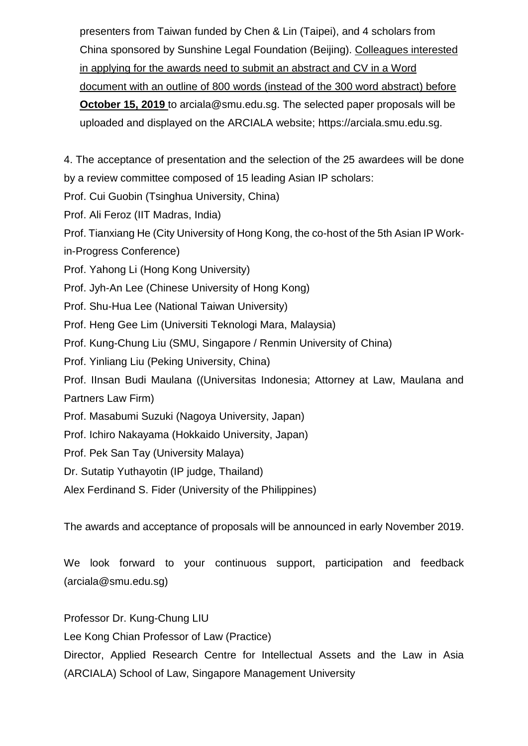presenters from Taiwan funded by Chen & Lin (Taipei), and 4 scholars from China sponsored by Sunshine Legal Foundation (Beijing). Colleagues interested in applying for the awards need to submit an abstract and CV in a Word document with an outline of 800 words (instead of the 300 word abstract) before **October 15, 2019** to arciala@smu.edu.sg. The selected paper proposals will be uploaded and displayed on the ARCIALA website; https://arciala.smu.edu.sg.

4. The acceptance of presentation and the selection of the 25 awardees will be done by a review committee composed of 15 leading Asian IP scholars:

Prof. Cui Guobin (Tsinghua University, China)
Prof. Ali Feroz (IIT Madras, India)
Prof. Tianxiang He (City University of Hong Kong, the co-host of the 5th Asian IP Work-in-Progress Conference)
Prof. Yahong Li (Hong Kong University)
Prof. Jyh-An Lee (Chinese University of Hong Kong)
Prof. Shu-Hua Lee (National Taiwan University)
Prof. Heng Gee Lim (Universiti Teknologi Mara, Malaysia)
Prof. Kung-Chung Liu (SMU, Singapore / Renmin University of China)
Prof. Yinliang Liu (Peking University, China)
Prof. IInsan Budi Maulana ((Universitas Indonesia; Attorney at Law, Maulana and Partners Law Firm)
Prof. Masabumi Suzuki (Nagoya University, Japan)
Prof. Ichiro Nakayama (Hokkaido University, Japan)
Prof. Pek San Tay (University Malaya)
Dr. Sutatip Yuthayotin (IP judge, Thailand)
Alex Ferdinand S. Fider (University of the Philippines)

The awards and acceptance of proposals will be announced in early November 2019.

We look forward to your continuous support, participation and feedback (arciala@smu.edu.sg)

Professor Dr. Kung-Chung LIU
Lee Kong Chian Professor of Law (Practice)
Director, Applied Research Centre for Intellectual Assets and the Law in Asia (ARCIALA) School of Law, Singapore Management University